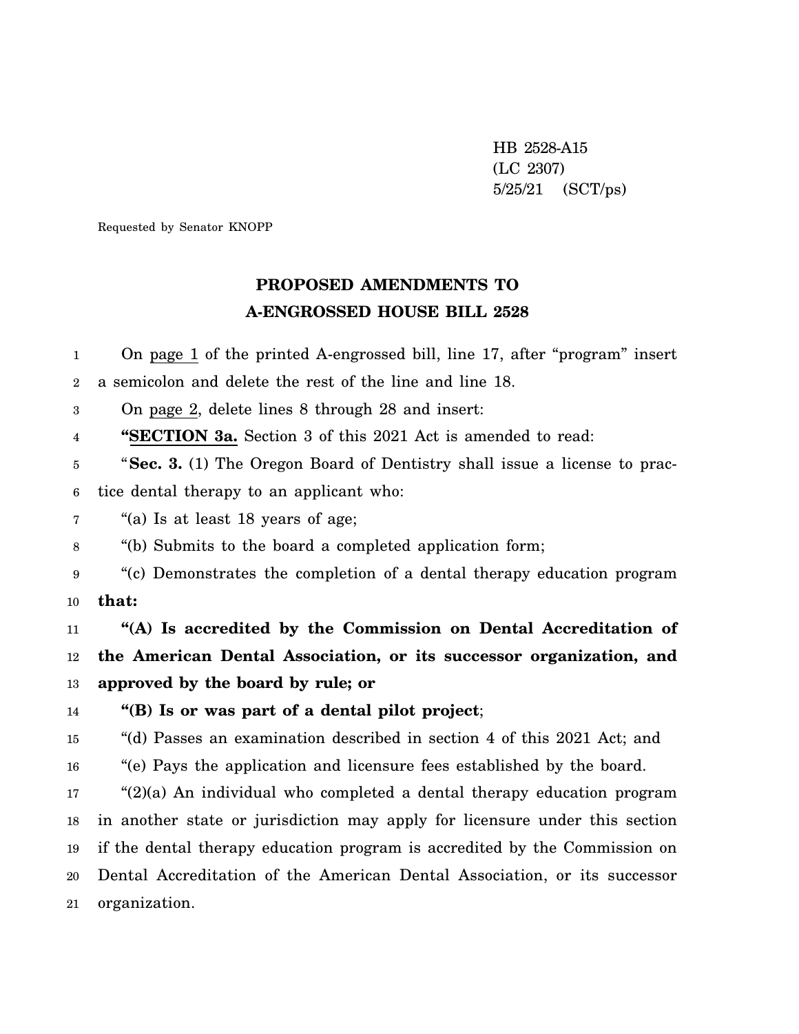HB 2528-A15
(LC 2307)
5/25/21 (SCT/ps)

Requested by Senator KNOPP

## PROPOSED AMENDMENTS TO
## A-ENGROSSED HOUSE BILL 2528

On page 1 of the printed A-engrossed bill, line 17, after "program" insert a semicolon and delete the rest of the line and line 18.

On page 2, delete lines 8 through 28 and insert:

"**SECTION 3a.** Section 3 of this 2021 Act is amended to read:

"**Sec. 3.** (1) The Oregon Board of Dentistry shall issue a license to practice dental therapy to an applicant who:

"(a) Is at least 18 years of age;

"(b) Submits to the board a completed application form;

"(c) Demonstrates the completion of a dental therapy education program **that:**

**"(A) Is accredited by the Commission on Dental Accreditation of the American Dental Association, or its successor organization, and approved by the board by rule; or**

**"(B) Is or was part of a dental pilot project**;

"(d) Passes an examination described in section 4 of this 2021 Act; and

"(e) Pays the application and licensure fees established by the board.

"(2)(a) An individual who completed a dental therapy education program in another state or jurisdiction may apply for licensure under this section if the dental therapy education program is accredited by the Commission on Dental Accreditation of the American Dental Association, or its successor organization.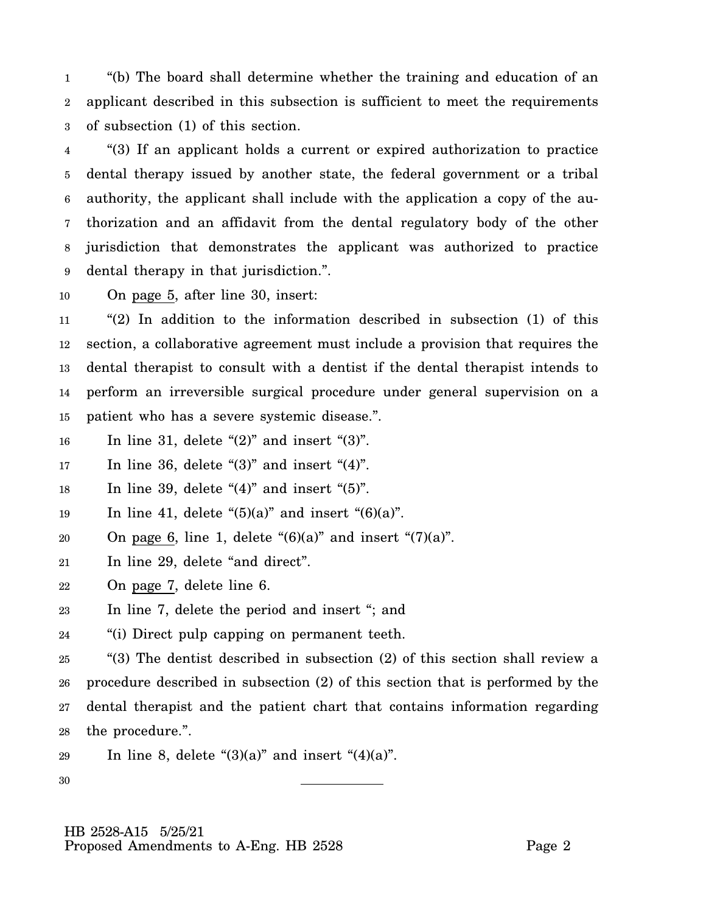"(b) The board shall determine whether the training and education of an applicant described in this subsection is sufficient to meet the requirements of subsection (1) of this section.

"(3) If an applicant holds a current or expired authorization to practice dental therapy issued by another state, the federal government or a tribal authority, the applicant shall include with the application a copy of the authorization and an affidavit from the dental regulatory body of the other jurisdiction that demonstrates the applicant was authorized to practice dental therapy in that jurisdiction.".

On page 5, after line 30, insert:

"(2) In addition to the information described in subsection (1) of this section, a collaborative agreement must include a provision that requires the dental therapist to consult with a dentist if the dental therapist intends to perform an irreversible surgical procedure under general supervision on a patient who has a severe systemic disease.".

In line 31, delete "(2)" and insert "(3)".

In line 36, delete "(3)" and insert "(4)".

In line 39, delete "(4)" and insert "(5)".

In line 41, delete "(5)(a)" and insert "(6)(a)".

On page 6, line 1, delete "(6)(a)" and insert "(7)(a)".

In line 29, delete "and direct".

On page 7, delete line 6.

In line 7, delete the period and insert "; and

"(i) Direct pulp capping on permanent teeth.

"(3) The dentist described in subsection (2) of this section shall review a procedure described in subsection (2) of this section that is performed by the dental therapist and the patient chart that contains information regarding the procedure.".

In line 8, delete "(3)(a)" and insert "(4)(a)".

---

HB 2528-A15 5/25/21
Proposed Amendments to A-Eng. HB 2528